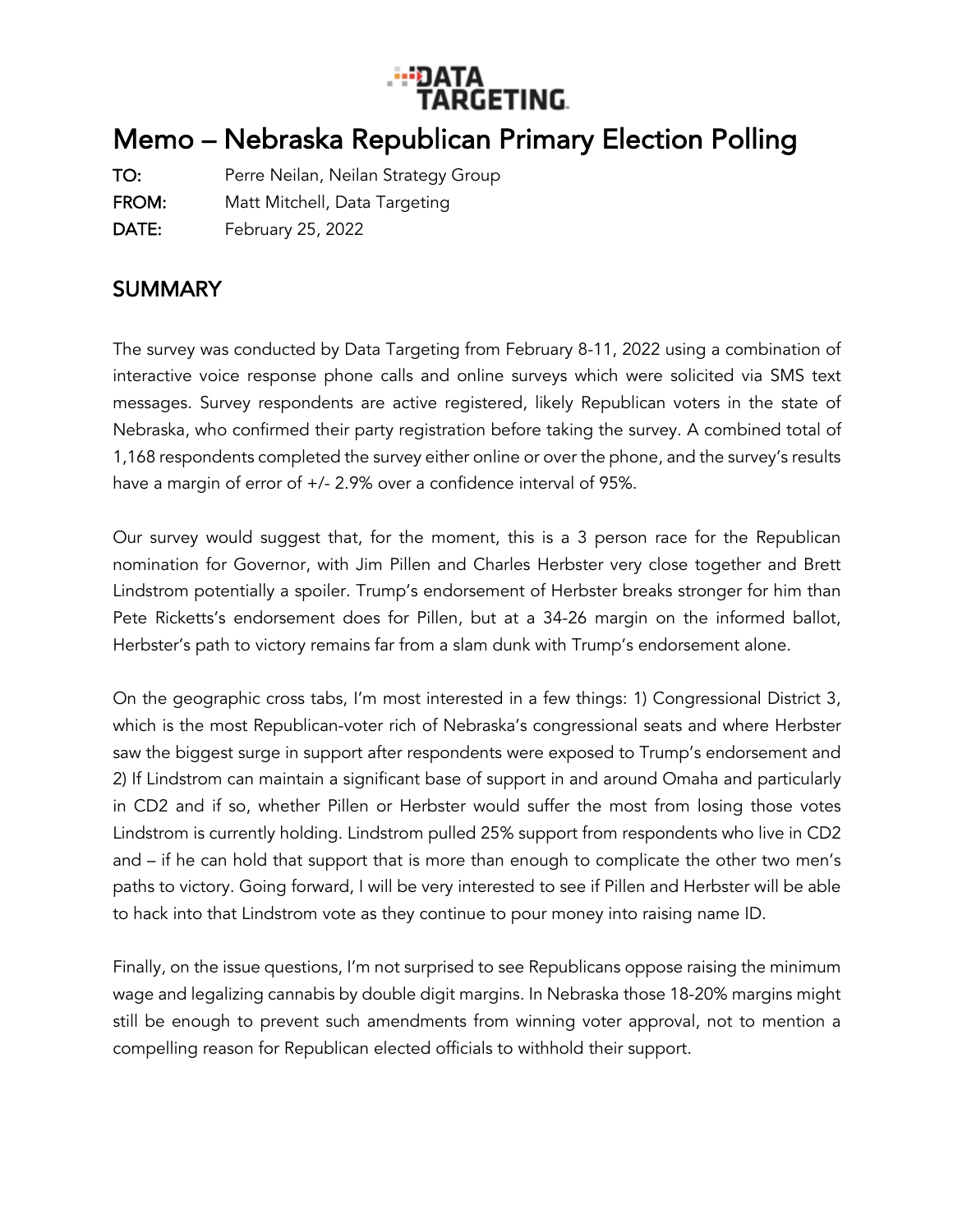# Memo – Nebraska Republican Primary Election Polling

**TO:** Perre Neilan, Neilan Strategy Group

**FROM:** Matt Mitchell, Data Targeting

**DATE:** February 25, 2022

## SUMMARY

The survey was conducted by Data Targeting from February 8-11, 2022 using a combination of interactive voice response phone calls and online surveys which were solicited via SMS text messages. Survey respondents are active registered, likely Republican voters in the state of Nebraska, who confirmed their party registration before taking the survey. A combined total of 1,168 respondents completed the survey either online or over the phone, and the survey's results have a margin of error of +/- 2.9% over a confidence interval of 95%.

Our survey would suggest that, for the moment, this is a 3 person race for the Republican nomination for Governor, with Jim Pillen and Charles Herbster very close together and Brett Lindstrom potentially a spoiler. Trump's endorsement of Herbster breaks stronger for him than Pete Ricketts's endorsement does for Pillen, but at a 34-26 margin on the informed ballot, Herbster's path to victory remains far from a slam dunk with Trump's endorsement alone.

On the geographic cross tabs, I'm most interested in a few things: 1) Congressional District 3, which is the most Republican-voter rich of Nebraska's congressional seats and where Herbster saw the biggest surge in support after respondents were exposed to Trump's endorsement and 2) If Lindstrom can maintain a significant base of support in and around Omaha and particularly in CD2 and if so, whether Pillen or Herbster would suffer the most from losing those votes Lindstrom is currently holding. Lindstrom pulled 25% support from respondents who live in CD2 and – if he can hold that support that is more than enough to complicate the other two men's paths to victory. Going forward, I will be very interested to see if Pillen and Herbster will be able to hack into that Lindstrom vote as they continue to pour money into raising name ID.

Finally, on the issue questions, I'm not surprised to see Republicans oppose raising the minimum wage and legalizing cannabis by double digit margins. In Nebraska those 18-20% margins might still be enough to prevent such amendments from winning voter approval, not to mention a compelling reason for Republican elected officials to withhold their support.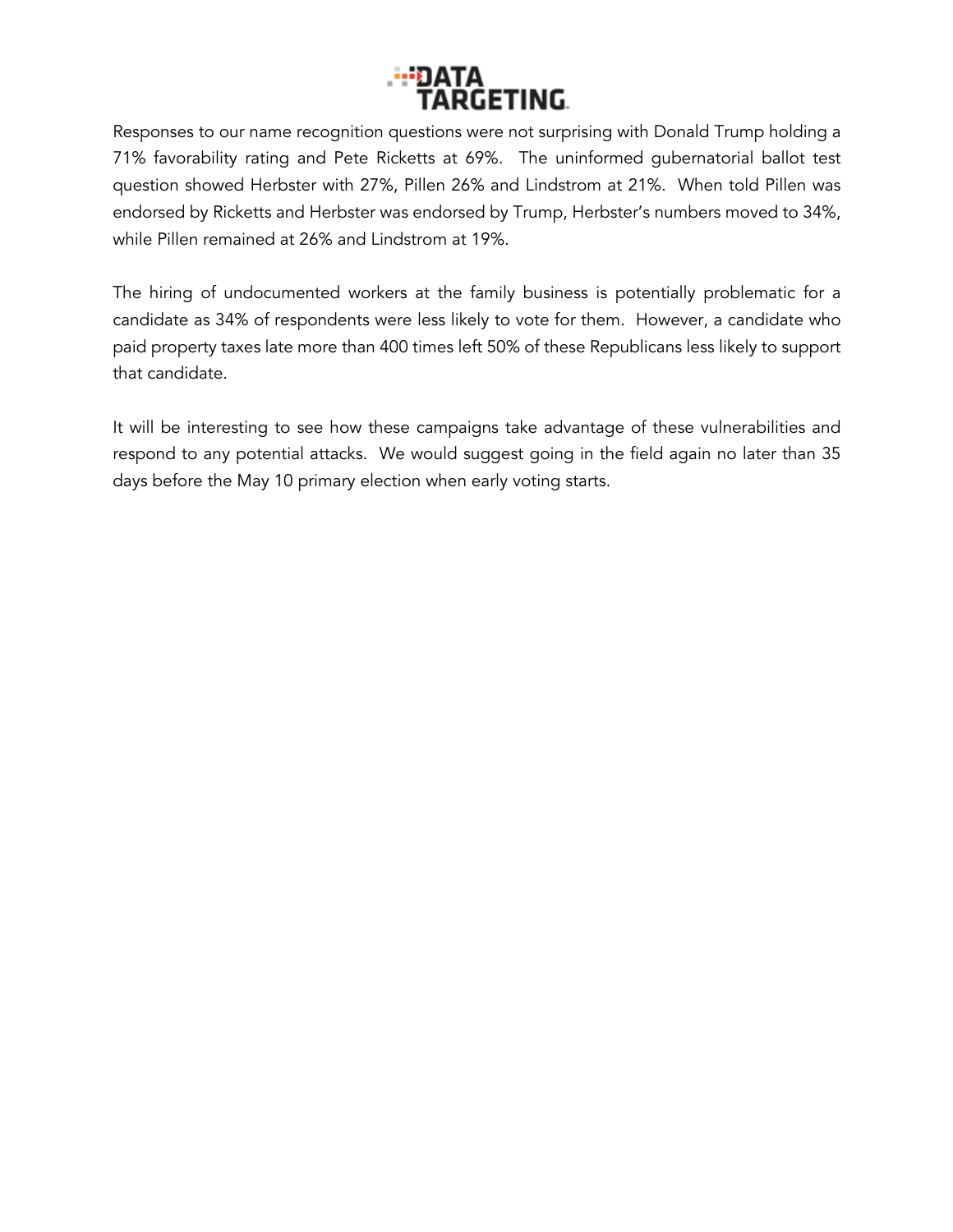Responses to our name recognition questions were not surprising with Donald Trump holding a 71% favorability rating and Pete Ricketts at 69%. The uninformed gubernatorial ballot test question showed Herbster with 27%, Pillen 26% and Lindstrom at 21%. When told Pillen was endorsed by Ricketts and Herbster was endorsed by Trump, Herbster's numbers moved to 34%, while Pillen remained at 26% and Lindstrom at 19%.

The hiring of undocumented workers at the family business is potentially problematic for a candidate as 34% of respondents were less likely to vote for them. However, a candidate who paid property taxes late more than 400 times left 50% of these Republicans less likely to support that candidate.

It will be interesting to see how these campaigns take advantage of these vulnerabilities and respond to any potential attacks. We would suggest going in the field again no later than 35 days before the May 10 primary election when early voting starts.